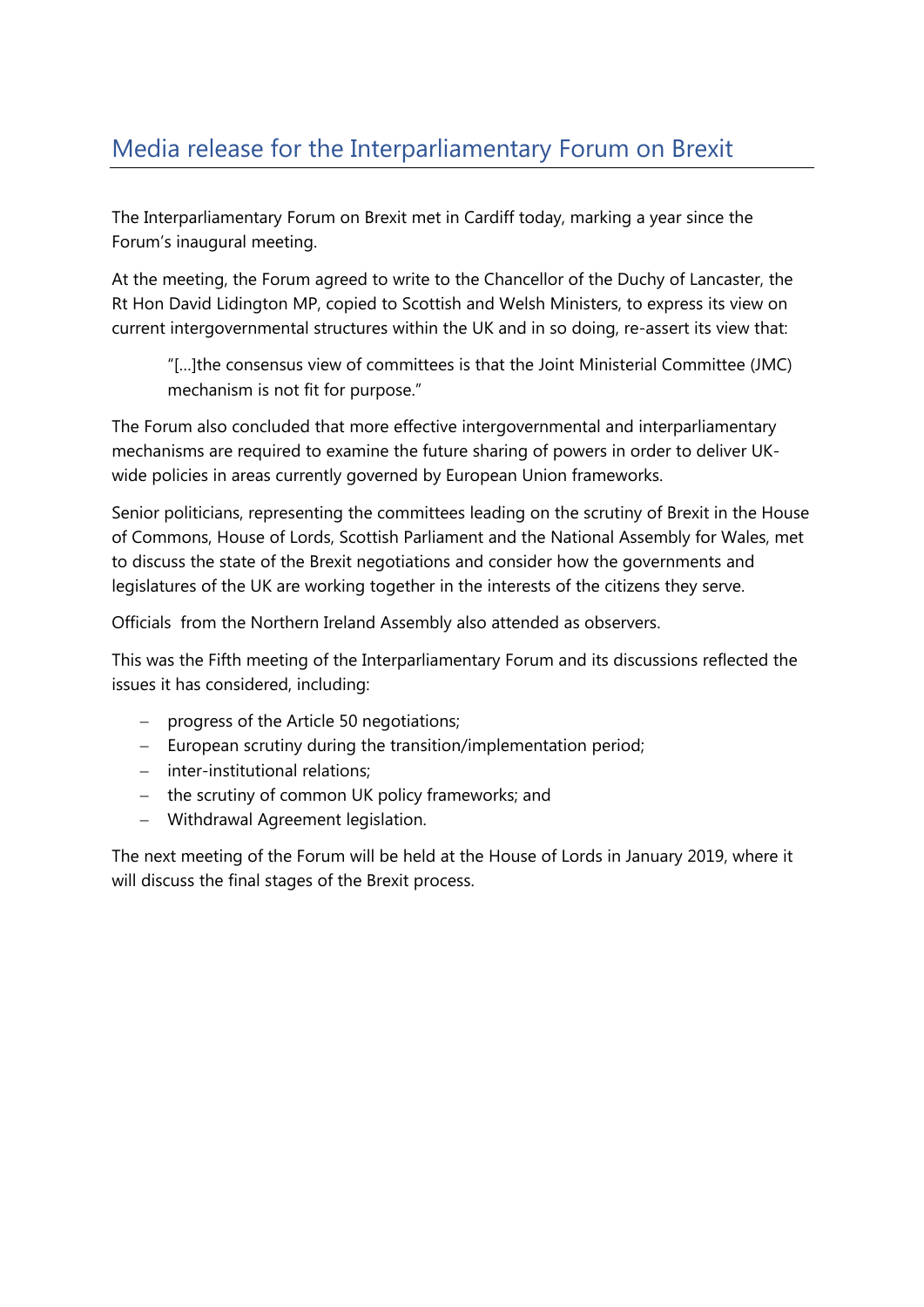# Media release for the Interparliamentary Forum on Brexit

The Interparliamentary Forum on Brexit met in Cardiff today, marking a year since the Forum's inaugural meeting.

At the meeting, the Forum agreed to write to the Chancellor of the Duchy of Lancaster, the Rt Hon David Lidington MP, copied to Scottish and Welsh Ministers, to express its view on current intergovernmental structures within the UK and in so doing, re-assert its view that:

> "[…]the consensus view of committees is that the Joint Ministerial Committee (JMC) mechanism is not fit for purpose."

The Forum also concluded that more effective intergovernmental and interparliamentary mechanisms are required to examine the future sharing of powers in order to deliver UK-wide policies in areas currently governed by European Union frameworks.

Senior politicians, representing the committees leading on the scrutiny of Brexit in the House of Commons, House of Lords, Scottish Parliament and the National Assembly for Wales, met to discuss the state of the Brexit negotiations and consider how the governments and legislatures of the UK are working together in the interests of the citizens they serve.

Officials from the Northern Ireland Assembly also attended as observers.

This was the Fifth meeting of the Interparliamentary Forum and its discussions reflected the issues it has considered, including:

- progress of the Article 50 negotiations;
- European scrutiny during the transition/implementation period;
- inter-institutional relations;
- the scrutiny of common UK policy frameworks; and
- Withdrawal Agreement legislation.

The next meeting of the Forum will be held at the House of Lords in January 2019, where it will discuss the final stages of the Brexit process.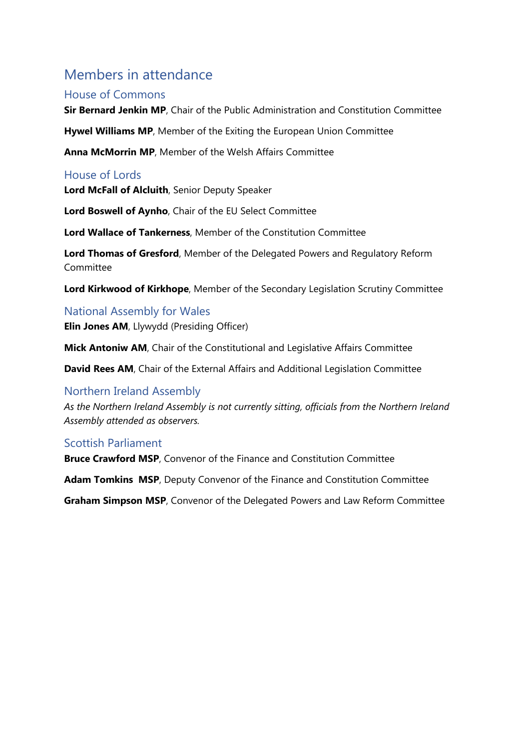## Members in attendance

### House of Commons

**Sir Bernard Jenkin MP**, Chair of the Public Administration and Constitution Committee

**Hywel Williams MP**, Member of the Exiting the European Union Committee

**Anna McMorrin MP**, Member of the Welsh Affairs Committee

### House of Lords

**Lord McFall of Alcluith**, Senior Deputy Speaker

**Lord Boswell of Aynho**, Chair of the EU Select Committee

**Lord Wallace of Tankerness**, Member of the Constitution Committee

**Lord Thomas of Gresford**, Member of the Delegated Powers and Regulatory Reform Committee

**Lord Kirkwood of Kirkhope**, Member of the Secondary Legislation Scrutiny Committee

### National Assembly for Wales

**Elin Jones AM**, Llywydd (Presiding Officer)

**Mick Antoniw AM**, Chair of the Constitutional and Legislative Affairs Committee

**David Rees AM**, Chair of the External Affairs and Additional Legislation Committee

### Northern Ireland Assembly

*As the Northern Ireland Assembly is not currently sitting, officials from the Northern Ireland Assembly attended as observers.*

### Scottish Parliament

**Bruce Crawford MSP**, Convenor of the Finance and Constitution Committee

**Adam Tomkins MSP**, Deputy Convenor of the Finance and Constitution Committee

**Graham Simpson MSP**, Convenor of the Delegated Powers and Law Reform Committee